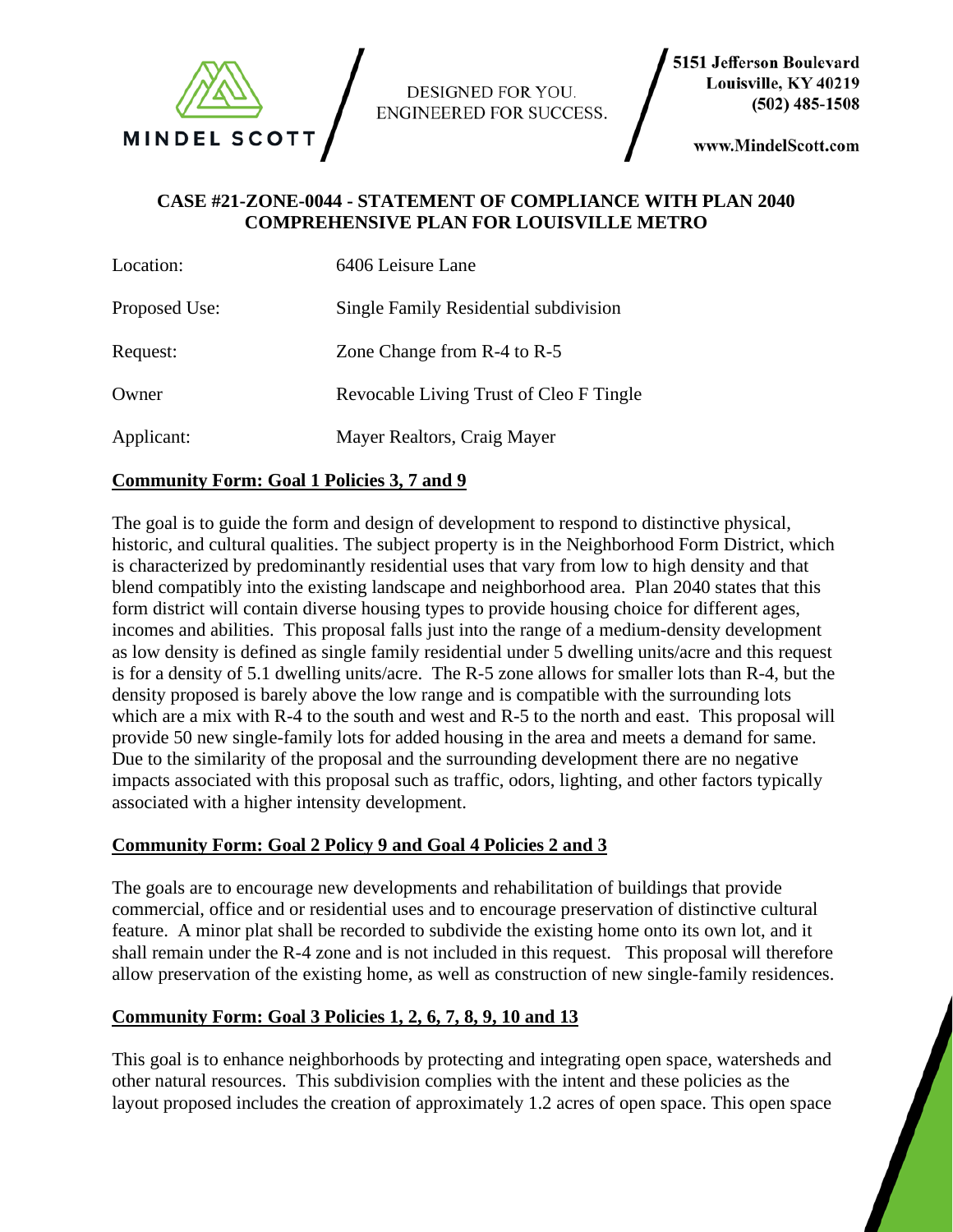**CASE #21-ZONE-0044 - STATEMENT OF COMPLIANCE WITH PLAN 2040 COMPREHENSIVE PLAN FOR LOUISVILLE METRO**

| | |
|---|---|
| Location: | 6406 Leisure Lane |
| Proposed Use: | Single Family Residential subdivision |
| Request: | Zone Change from R-4 to R-5 |
| Owner | Revocable Living Trust of Cleo F Tingle |
| Applicant: | Mayer Realtors, Craig Mayer |

**Community Form: Goal 1 Policies 3, 7 and 9**

The goal is to guide the form and design of development to respond to distinctive physical, historic, and cultural qualities. The subject property is in the Neighborhood Form District, which is characterized by predominantly residential uses that vary from low to high density and that blend compatibly into the existing landscape and neighborhood area. Plan 2040 states that this form district will contain diverse housing types to provide housing choice for different ages, incomes and abilities. This proposal falls just into the range of a medium-density development as low density is defined as single family residential under 5 dwelling units/acre and this request is for a density of 5.1 dwelling units/acre. The R-5 zone allows for smaller lots than R-4, but the density proposed is barely above the low range and is compatible with the surrounding lots which are a mix with R-4 to the south and west and R-5 to the north and east. This proposal will provide 50 new single-family lots for added housing in the area and meets a demand for same. Due to the similarity of the proposal and the surrounding development there are no negative impacts associated with this proposal such as traffic, odors, lighting, and other factors typically associated with a higher intensity development.

**Community Form: Goal 2 Policy 9 and Goal 4 Policies 2 and 3**

The goals are to encourage new developments and rehabilitation of buildings that provide commercial, office and or residential uses and to encourage preservation of distinctive cultural feature. A minor plat shall be recorded to subdivide the existing home onto its own lot, and it shall remain under the R-4 zone and is not included in this request. This proposal will therefore allow preservation of the existing home, as well as construction of new single-family residences.

**Community Form: Goal 3 Policies 1, 2, 6, 7, 8, 9, 10 and 13**

This goal is to enhance neighborhoods by protecting and integrating open space, watersheds and other natural resources. This subdivision complies with the intent and these policies as the layout proposed includes the creation of approximately 1.2 acres of open space. This open space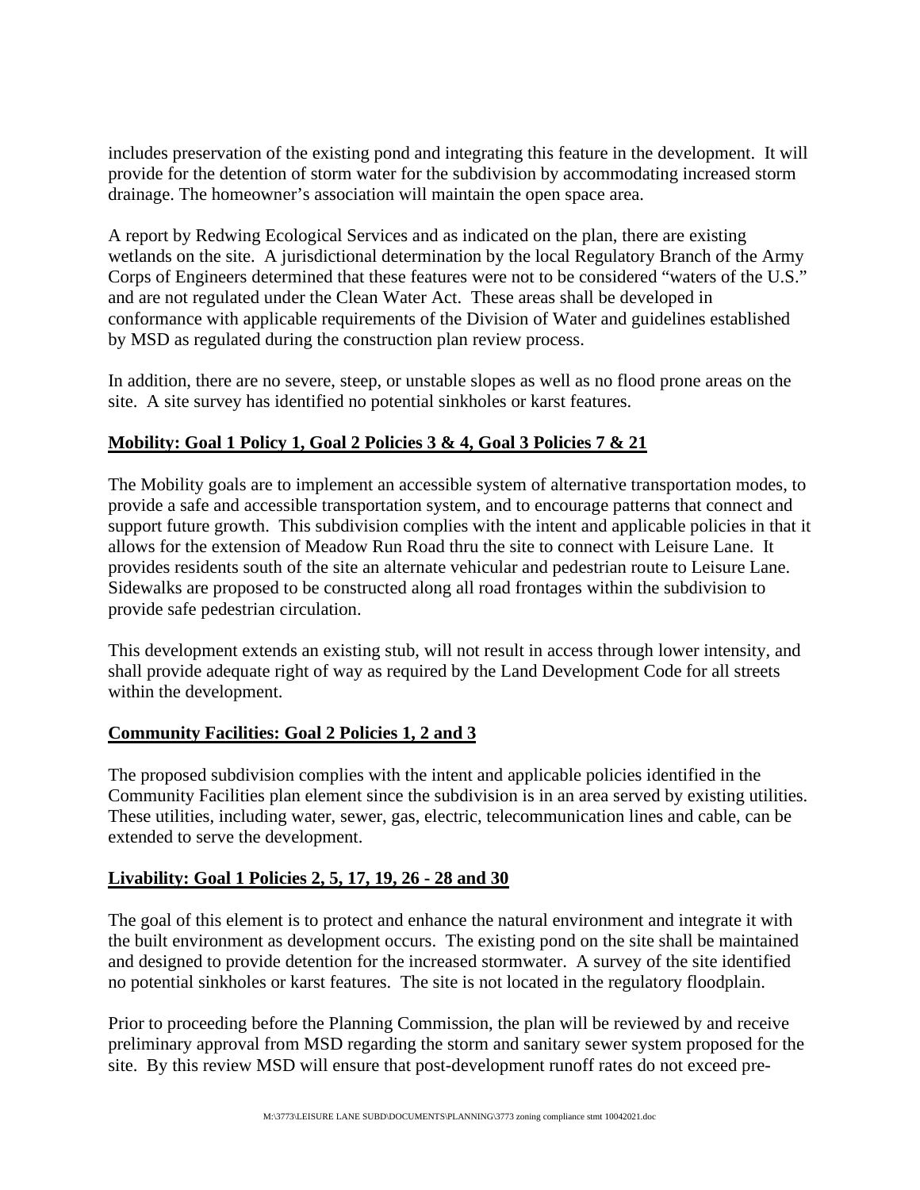includes preservation of the existing pond and integrating this feature in the development. It will provide for the detention of storm water for the subdivision by accommodating increased storm drainage. The homeowner's association will maintain the open space area.

A report by Redwing Ecological Services and as indicated on the plan, there are existing wetlands on the site. A jurisdictional determination by the local Regulatory Branch of the Army Corps of Engineers determined that these features were not to be considered "waters of the U.S." and are not regulated under the Clean Water Act. These areas shall be developed in conformance with applicable requirements of the Division of Water and guidelines established by MSD as regulated during the construction plan review process.

In addition, there are no severe, steep, or unstable slopes as well as no flood prone areas on the site. A site survey has identified no potential sinkholes or karst features.

**<u>Mobility: Goal 1 Policy 1, Goal 2 Policies 3 & 4, Goal 3 Policies 7 & 21</u>**

The Mobility goals are to implement an accessible system of alternative transportation modes, to provide a safe and accessible transportation system, and to encourage patterns that connect and support future growth. This subdivision complies with the intent and applicable policies in that it allows for the extension of Meadow Run Road thru the site to connect with Leisure Lane. It provides residents south of the site an alternate vehicular and pedestrian route to Leisure Lane. Sidewalks are proposed to be constructed along all road frontages within the subdivision to provide safe pedestrian circulation.

This development extends an existing stub, will not result in access through lower intensity, and shall provide adequate right of way as required by the Land Development Code for all streets within the development.

**<u>Community Facilities: Goal 2 Policies 1, 2 and 3</u>**

The proposed subdivision complies with the intent and applicable policies identified in the Community Facilities plan element since the subdivision is in an area served by existing utilities. These utilities, including water, sewer, gas, electric, telecommunication lines and cable, can be extended to serve the development.

**<u>Livability: Goal 1 Policies 2, 5, 17, 19, 26 - 28 and 30</u>**

The goal of this element is to protect and enhance the natural environment and integrate it with the built environment as development occurs. The existing pond on the site shall be maintained and designed to provide detention for the increased stormwater. A survey of the site identified no potential sinkholes or karst features. The site is not located in the regulatory floodplain.

Prior to proceeding before the Planning Commission, the plan will be reviewed by and receive preliminary approval from MSD regarding the storm and sanitary sewer system proposed for the site. By this review MSD will ensure that post-development runoff rates do not exceed pre-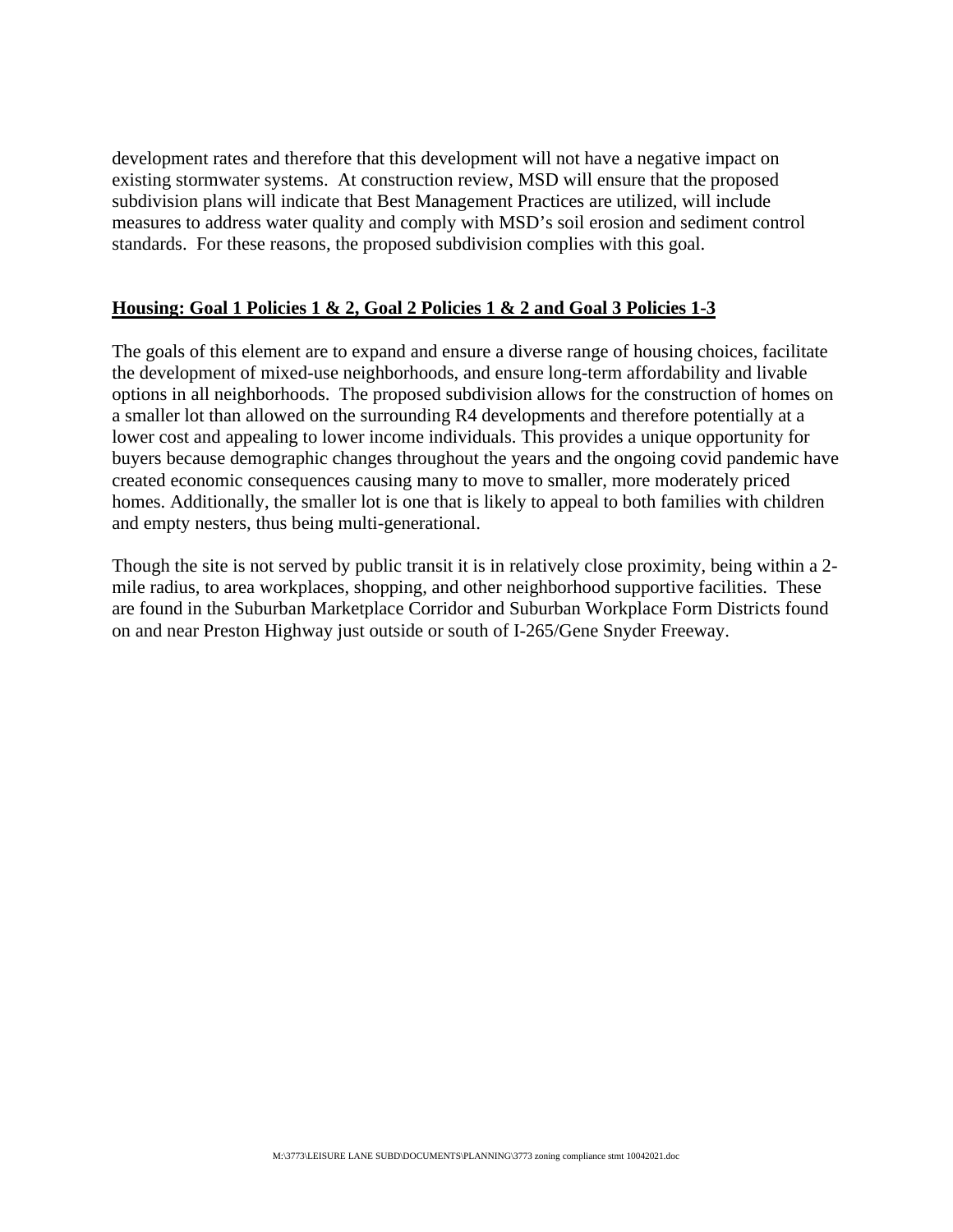development rates and therefore that this development will not have a negative impact on existing stormwater systems. At construction review, MSD will ensure that the proposed subdivision plans will indicate that Best Management Practices are utilized, will include measures to address water quality and comply with MSD's soil erosion and sediment control standards. For these reasons, the proposed subdivision complies with this goal.

**Housing: Goal 1 Policies 1 & 2, Goal 2 Policies 1 & 2 and Goal 3 Policies 1-3**

The goals of this element are to expand and ensure a diverse range of housing choices, facilitate the development of mixed-use neighborhoods, and ensure long-term affordability and livable options in all neighborhoods. The proposed subdivision allows for the construction of homes on a smaller lot than allowed on the surrounding R4 developments and therefore potentially at a lower cost and appealing to lower income individuals. This provides a unique opportunity for buyers because demographic changes throughout the years and the ongoing covid pandemic have created economic consequences causing many to move to smaller, more moderately priced homes. Additionally, the smaller lot is one that is likely to appeal to both families with children and empty nesters, thus being multi-generational.

Though the site is not served by public transit it is in relatively close proximity, being within a 2-mile radius, to area workplaces, shopping, and other neighborhood supportive facilities. These are found in the Suburban Marketplace Corridor and Suburban Workplace Form Districts found on and near Preston Highway just outside or south of I-265/Gene Snyder Freeway.